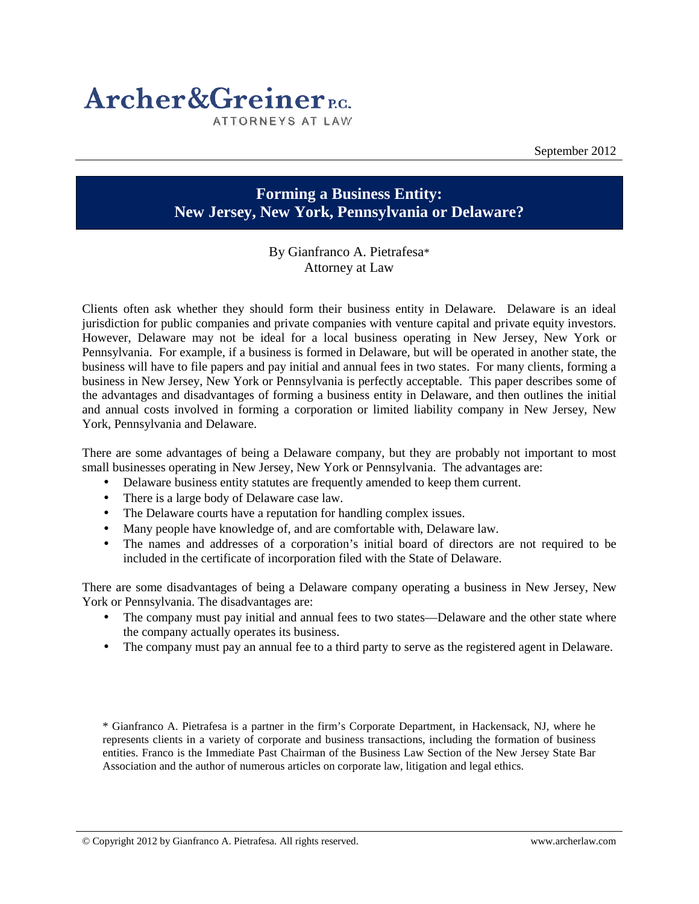# Archer&Greiner P.C.

ATTORNEYS AT LAW

September 2012

## Forming a Business Entity: New Jersey, New York, Pennsylvania or Delaware?

By Gianfranco A. Pietrafesa*
Attorney at Law

Clients often ask whether they should form their business entity in Delaware. Delaware is an ideal jurisdiction for public companies and private companies with venture capital and private equity investors. However, Delaware may not be ideal for a local business operating in New Jersey, New York or Pennsylvania. For example, if a business is formed in Delaware, but will be operated in another state, the business will have to file papers and pay initial and annual fees in two states. For many clients, forming a business in New Jersey, New York or Pennsylvania is perfectly acceptable. This paper describes some of the advantages and disadvantages of forming a business entity in Delaware, and then outlines the initial and annual costs involved in forming a corporation or limited liability company in New Jersey, New York, Pennsylvania and Delaware.

There are some advantages of being a Delaware company, but they are probably not important to most small businesses operating in New Jersey, New York or Pennsylvania. The advantages are:

- Delaware business entity statutes are frequently amended to keep them current.
- There is a large body of Delaware case law.
- The Delaware courts have a reputation for handling complex issues.
- Many people have knowledge of, and are comfortable with, Delaware law.
- The names and addresses of a corporation's initial board of directors are not required to be included in the certificate of incorporation filed with the State of Delaware.

There are some disadvantages of being a Delaware company operating a business in New Jersey, New York or Pennsylvania. The disadvantages are:

- The company must pay initial and annual fees to two states—Delaware and the other state where the company actually operates its business.
- The company must pay an annual fee to a third party to serve as the registered agent in Delaware.

* Gianfranco A. Pietrafesa is a partner in the firm's Corporate Department, in Hackensack, NJ, where he represents clients in a variety of corporate and business transactions, including the formation of business entities. Franco is the Immediate Past Chairman of the Business Law Section of the New Jersey State Bar Association and the author of numerous articles on corporate law, litigation and legal ethics.

© Copyright 2012 by Gianfranco A. Pietrafesa. All rights reserved. www.archerlaw.com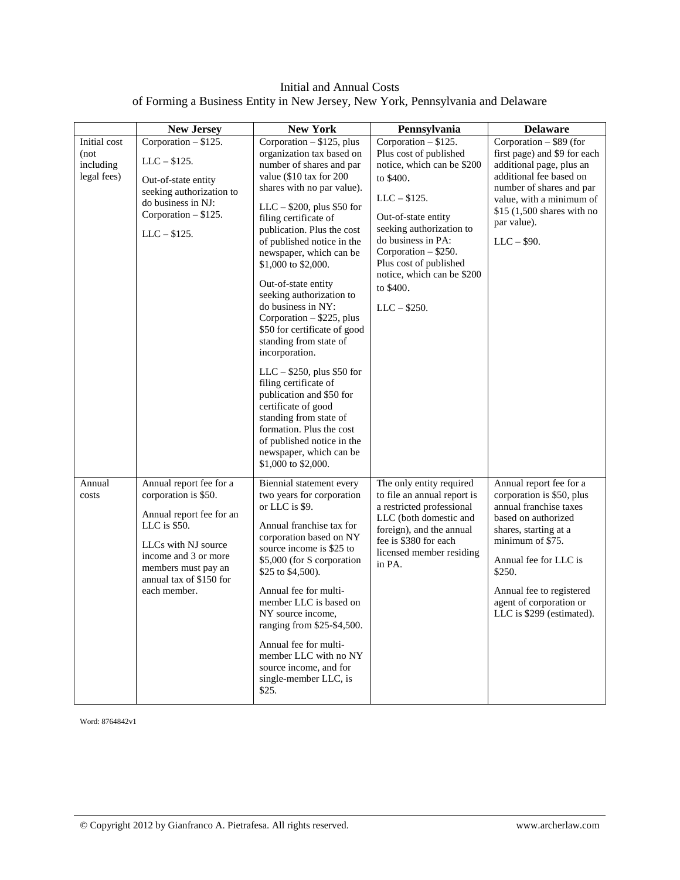Initial and Annual Costs
of Forming a Business Entity in New Jersey, New York, Pennsylvania and Delaware

| | New Jersey | New York | Pennsylvania | Delaware |
|---|---|---|---|---|
| Initial cost (not including legal fees) | Corporation – \$125.<br><br>LLC – \$125.<br><br>Out-of-state entity seeking authorization to do business in NJ: Corporation – \$125.<br><br>LLC – \$125. | Corporation – \$125, plus organization tax based on number of shares and par value (\$10 tax for 200 shares with no par value).<br><br>LLC – \$200, plus \$50 for filing certificate of publication. Plus the cost of published notice in the newspaper, which can be \$1,000 to \$2,000.<br><br>Out-of-state entity seeking authorization to do business in NY: Corporation – \$225, plus \$50 for certificate of good standing from state of incorporation.<br><br>LLC – \$250, plus \$50 for filing certificate of publication and \$50 for certificate of good standing from state of formation. Plus the cost of published notice in the newspaper, which can be \$1,000 to \$2,000. | Corporation – \$125. Plus cost of published notice, which can be \$200 to \$400.<br><br>LLC – \$125.<br><br>Out-of-state entity seeking authorization to do business in PA: Corporation – \$250. Plus cost of published notice, which can be \$200 to \$400.<br><br>LLC – \$250. | Corporation – \$89 (for first page) and \$9 for each additional page, plus an additional fee based on number of shares and par value, with a minimum of \$15 (1,500 shares with no par value).<br><br>LLC – \$90. |
| Annual costs | Annual report fee for a corporation is \$50.<br><br>Annual report fee for an LLC is \$50.<br><br>LLCs with NJ source income and 3 or more members must pay an annual tax of \$150 for each member. | Biennial statement every two years for corporation or LLC is \$9.<br><br>Annual franchise tax for corporation based on NY source income is \$25 to \$5,000 (for S corporation \$25 to \$4,500).<br><br>Annual fee for multi-member LLC is based on NY source income, ranging from \$25-\$4,500.<br><br>Annual fee for multi-member LLC with no NY source income, and for single-member LLC, is \$25. | The only entity required to file an annual report is a restricted professional LLC (both domestic and foreign), and the annual fee is \$380 for each licensed member residing in PA. | Annual report fee for a corporation is \$50, plus annual franchise taxes based on authorized shares, starting at a minimum of \$75.<br><br>Annual fee for LLC is \$250.<br><br>Annual fee to registered agent of corporation or LLC is \$299 (estimated). |

Word: 8764842v1

© Copyright 2012 by Gianfranco A. Pietrafesa. All rights reserved. www.archerlaw.com